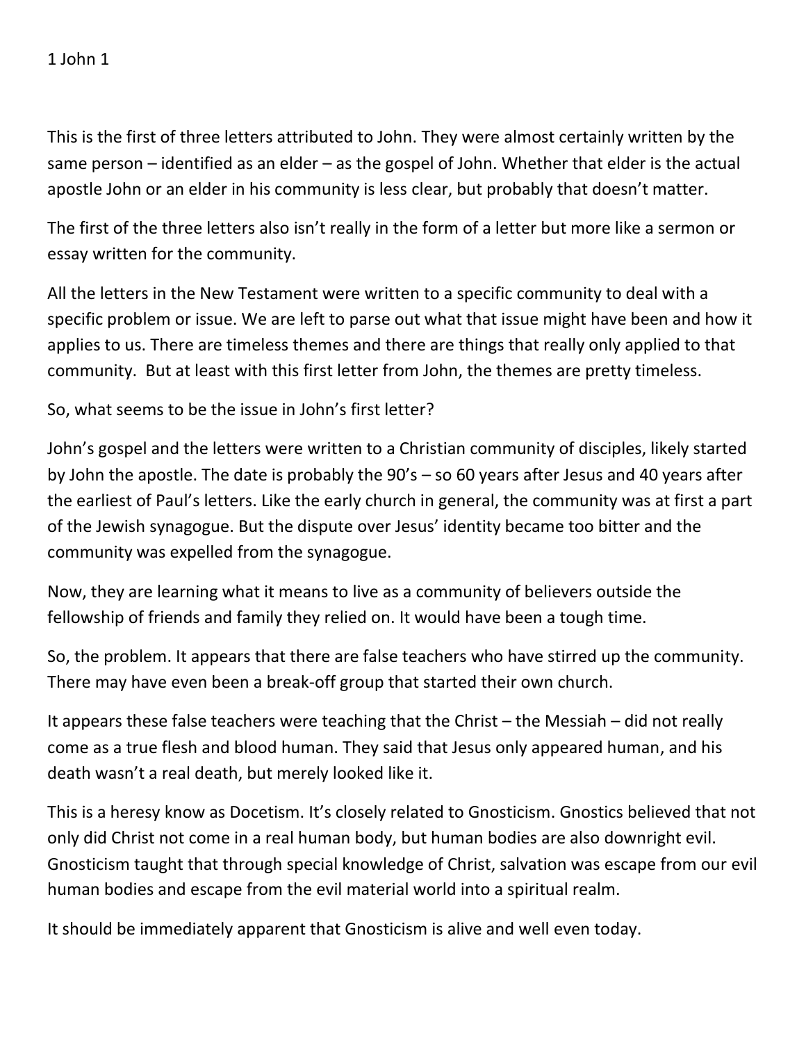1 John 1

This is the first of three letters attributed to John. They were almost certainly written by the same person – identified as an elder – as the gospel of John. Whether that elder is the actual apostle John or an elder in his community is less clear, but probably that doesn't matter.

The first of the three letters also isn't really in the form of a letter but more like a sermon or essay written for the community.

All the letters in the New Testament were written to a specific community to deal with a specific problem or issue. We are left to parse out what that issue might have been and how it applies to us. There are timeless themes and there are things that really only applied to that community.  But at least with this first letter from John, the themes are pretty timeless.

So, what seems to be the issue in John's first letter?

John's gospel and the letters were written to a Christian community of disciples, likely started by John the apostle. The date is probably the 90's – so 60 years after Jesus and 40 years after the earliest of Paul's letters. Like the early church in general, the community was at first a part of the Jewish synagogue. But the dispute over Jesus' identity became too bitter and the community was expelled from the synagogue.

Now, they are learning what it means to live as a community of believers outside the fellowship of friends and family they relied on. It would have been a tough time.

So, the problem. It appears that there are false teachers who have stirred up the community. There may have even been a break-off group that started their own church.

It appears these false teachers were teaching that the Christ – the Messiah – did not really come as a true flesh and blood human. They said that Jesus only appeared human, and his death wasn't a real death, but merely looked like it.

This is a heresy know as Docetism. It's closely related to Gnosticism. Gnostics believed that not only did Christ not come in a real human body, but human bodies are also downright evil. Gnosticism taught that through special knowledge of Christ, salvation was escape from our evil human bodies and escape from the evil material world into a spiritual realm.

It should be immediately apparent that Gnosticism is alive and well even today.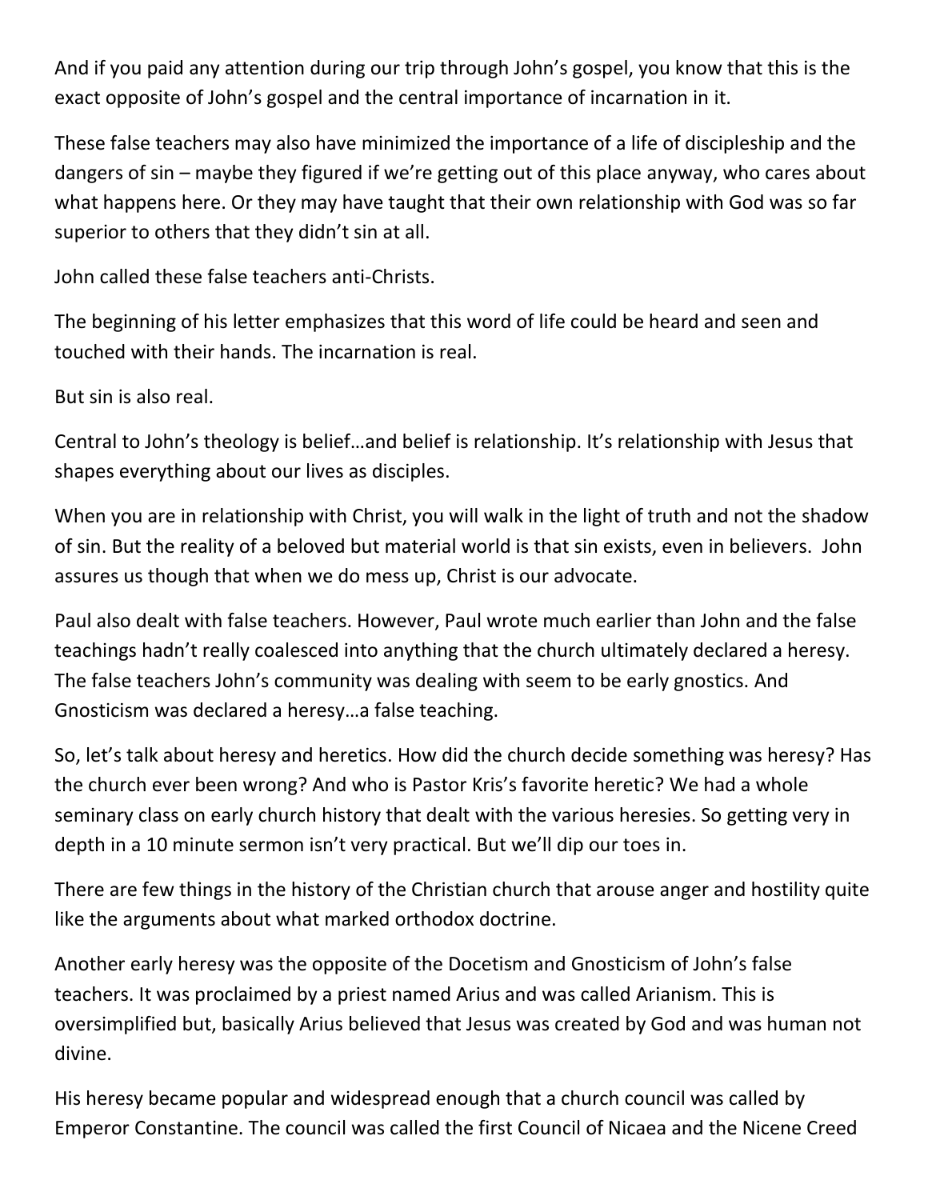And if you paid any attention during our trip through John's gospel, you know that this is the exact opposite of John's gospel and the central importance of incarnation in it.

These false teachers may also have minimized the importance of a life of discipleship and the dangers of sin – maybe they figured if we're getting out of this place anyway, who cares about what happens here. Or they may have taught that their own relationship with God was so far superior to others that they didn't sin at all.

John called these false teachers anti-Christs.

The beginning of his letter emphasizes that this word of life could be heard and seen and touched with their hands. The incarnation is real.

But sin is also real.

Central to John's theology is belief…and belief is relationship. It's relationship with Jesus that shapes everything about our lives as disciples.

When you are in relationship with Christ, you will walk in the light of truth and not the shadow of sin. But the reality of a beloved but material world is that sin exists, even in believers. John assures us though that when we do mess up, Christ is our advocate.

Paul also dealt with false teachers. However, Paul wrote much earlier than John and the false teachings hadn't really coalesced into anything that the church ultimately declared a heresy. The false teachers John's community was dealing with seem to be early gnostics. And Gnosticism was declared a heresy…a false teaching.

So, let's talk about heresy and heretics. How did the church decide something was heresy? Has the church ever been wrong? And who is Pastor Kris's favorite heretic? We had a whole seminary class on early church history that dealt with the various heresies. So getting very in depth in a 10 minute sermon isn't very practical. But we'll dip our toes in.

There are few things in the history of the Christian church that arouse anger and hostility quite like the arguments about what marked orthodox doctrine.

Another early heresy was the opposite of the Docetism and Gnosticism of John's false teachers. It was proclaimed by a priest named Arius and was called Arianism. This is oversimplified but, basically Arius believed that Jesus was created by God and was human not divine.

His heresy became popular and widespread enough that a church council was called by Emperor Constantine. The council was called the first Council of Nicaea and the Nicene Creed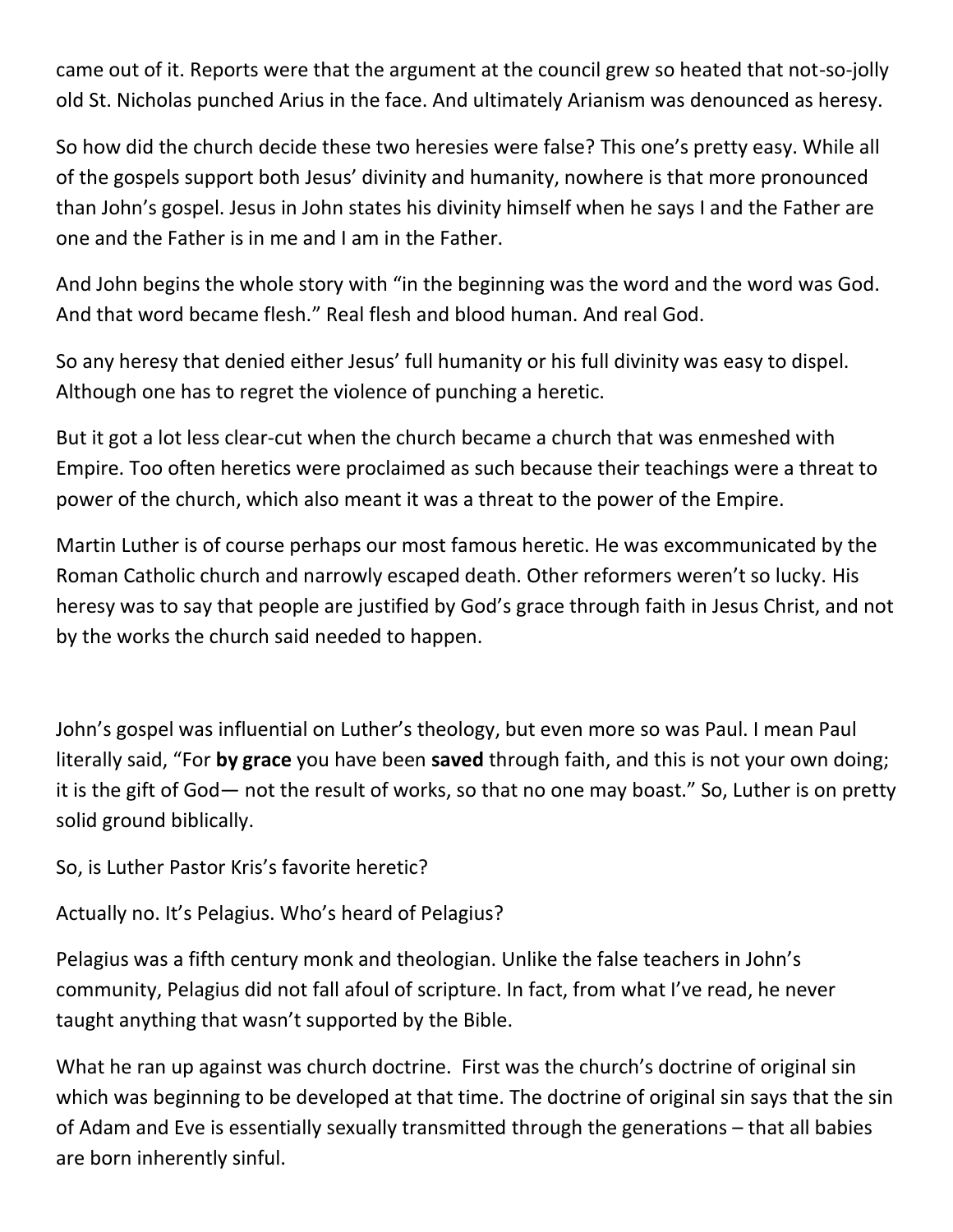came out of it. Reports were that the argument at the council grew so heated that not-so-jolly old St. Nicholas punched Arius in the face. And ultimately Arianism was denounced as heresy.

So how did the church decide these two heresies were false? This one's pretty easy. While all of the gospels support both Jesus' divinity and humanity, nowhere is that more pronounced than John's gospel. Jesus in John states his divinity himself when he says I and the Father are one and the Father is in me and I am in the Father.

And John begins the whole story with "in the beginning was the word and the word was God. And that word became flesh." Real flesh and blood human. And real God.

So any heresy that denied either Jesus' full humanity or his full divinity was easy to dispel. Although one has to regret the violence of punching a heretic.

But it got a lot less clear-cut when the church became a church that was enmeshed with Empire. Too often heretics were proclaimed as such because their teachings were a threat to power of the church, which also meant it was a threat to the power of the Empire.

Martin Luther is of course perhaps our most famous heretic. He was excommunicated by the Roman Catholic church and narrowly escaped death. Other reformers weren't so lucky. His heresy was to say that people are justified by God's grace through faith in Jesus Christ, and not by the works the church said needed to happen.

John's gospel was influential on Luther's theology, but even more so was Paul. I mean Paul literally said, "For **by grace** you have been **saved** through faith, and this is not your own doing; it is the gift of God— not the result of works, so that no one may boast." So, Luther is on pretty solid ground biblically.

So, is Luther Pastor Kris's favorite heretic?

Actually no. It's Pelagius. Who's heard of Pelagius?

Pelagius was a fifth century monk and theologian. Unlike the false teachers in John's community, Pelagius did not fall afoul of scripture. In fact, from what I've read, he never taught anything that wasn't supported by the Bible.

What he ran up against was church doctrine. First was the church's doctrine of original sin which was beginning to be developed at that time. The doctrine of original sin says that the sin of Adam and Eve is essentially sexually transmitted through the generations – that all babies are born inherently sinful.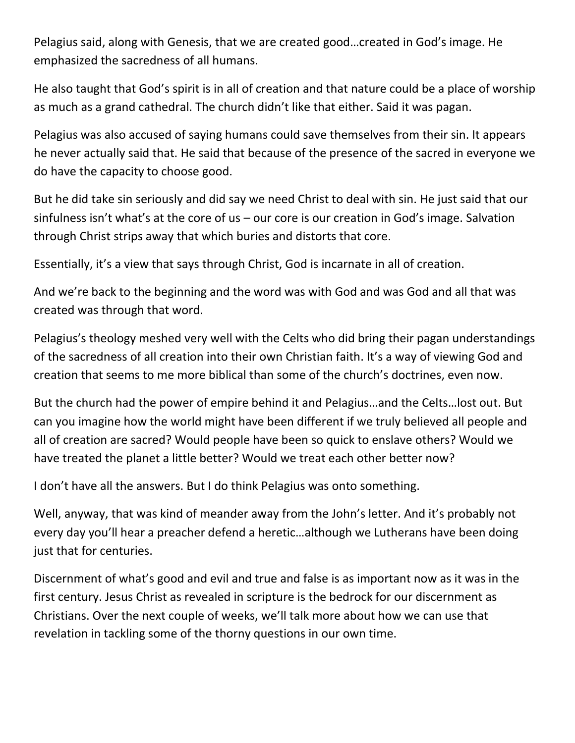Pelagius said, along with Genesis, that we are created good…created in God's image. He emphasized the sacredness of all humans.

He also taught that God's spirit is in all of creation and that nature could be a place of worship as much as a grand cathedral. The church didn't like that either. Said it was pagan.

Pelagius was also accused of saying humans could save themselves from their sin. It appears he never actually said that. He said that because of the presence of the sacred in everyone we do have the capacity to choose good.

But he did take sin seriously and did say we need Christ to deal with sin. He just said that our sinfulness isn't what's at the core of us – our core is our creation in God's image. Salvation through Christ strips away that which buries and distorts that core.

Essentially, it's a view that says through Christ, God is incarnate in all of creation.

And we're back to the beginning and the word was with God and was God and all that was created was through that word.

Pelagius's theology meshed very well with the Celts who did bring their pagan understandings of the sacredness of all creation into their own Christian faith. It's a way of viewing God and creation that seems to me more biblical than some of the church's doctrines, even now.

But the church had the power of empire behind it and Pelagius…and the Celts…lost out. But can you imagine how the world might have been different if we truly believed all people and all of creation are sacred? Would people have been so quick to enslave others? Would we have treated the planet a little better? Would we treat each other better now?

I don't have all the answers. But I do think Pelagius was onto something.

Well, anyway, that was kind of meander away from the John's letter. And it's probably not every day you'll hear a preacher defend a heretic…although we Lutherans have been doing just that for centuries.

Discernment of what's good and evil and true and false is as important now as it was in the first century. Jesus Christ as revealed in scripture is the bedrock for our discernment as Christians. Over the next couple of weeks, we'll talk more about how we can use that revelation in tackling some of the thorny questions in our own time.